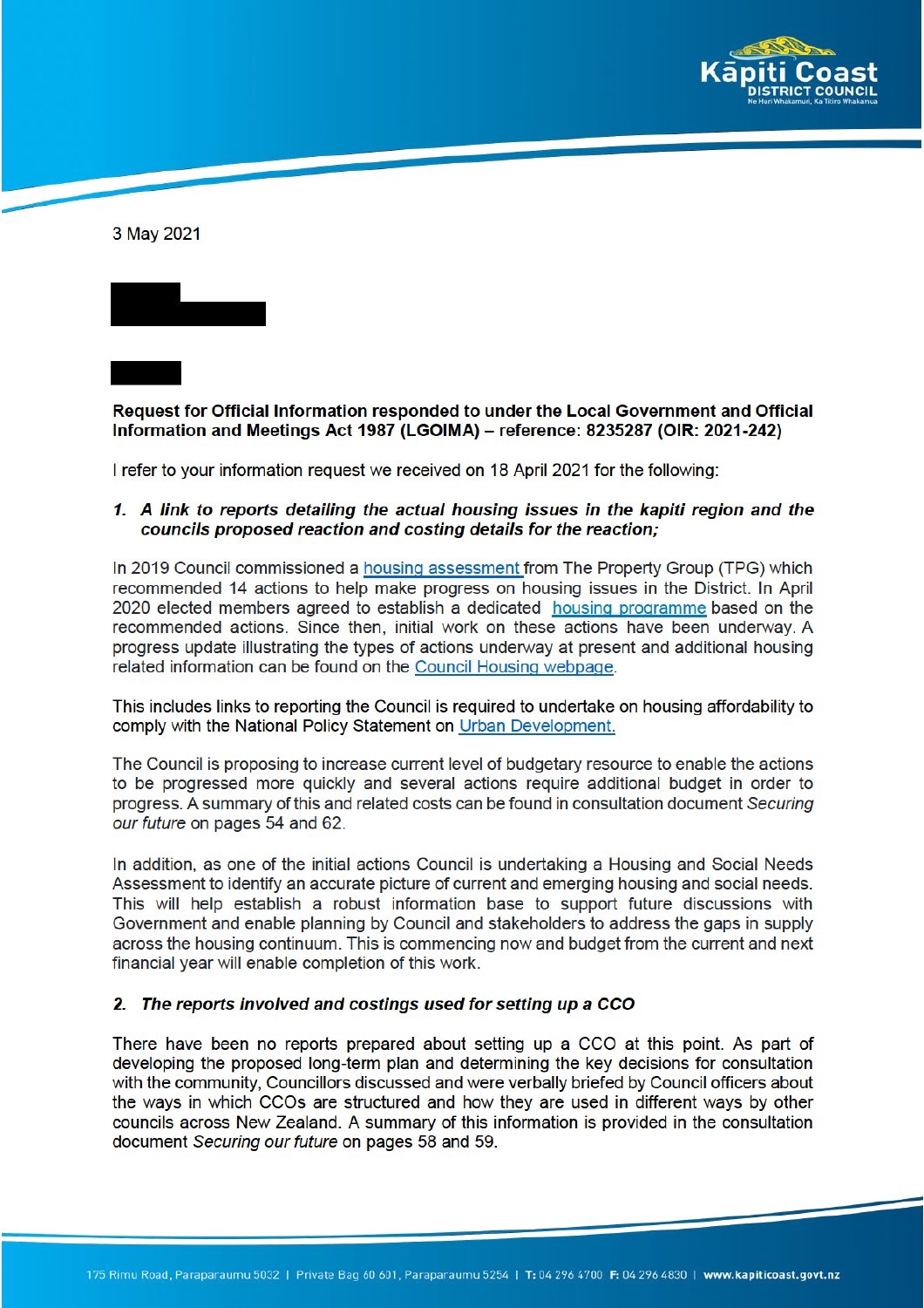3 May 2021

**Request for Official Information responded to under the Local Government and Official Information and Meetings Act 1987 (LGOIMA) – reference: 8235287 (OIR: 2021-242)**

I refer to your information request we received on 18 April 2021 for the following:

1. ***A link to reports detailing the actual housing issues in the kapiti region and the councils proposed reaction and costing details for the reaction;***

In 2019 Council commissioned a housing assessment from The Property Group (TPG) which recommended 14 actions to help make progress on housing issues in the District. In April 2020 elected members agreed to establish a dedicated housing programme based on the recommended actions. Since then, initial work on these actions have been underway. A progress update illustrating the types of actions underway at present and additional housing related information can be found on the Council Housing webpage.

This includes links to reporting the Council is required to undertake on housing affordability to comply with the National Policy Statement on Urban Development.

The Council is proposing to increase current level of budgetary resource to enable the actions to be progressed more quickly and several actions require additional budget in order to progress. A summary of this and related costs can be found in consultation document *Securing our future* on pages 54 and 62.

In addition, as one of the initial actions Council is undertaking a Housing and Social Needs Assessment to identify an accurate picture of current and emerging housing and social needs. This will help establish a robust information base to support future discussions with Government and enable planning by Council and stakeholders to address the gaps in supply across the housing continuum. This is commencing now and budget from the current and next financial year will enable completion of this work.

2. ***The reports involved and costings used for setting up a CCO***

There have been no reports prepared about setting up a CCO at this point. As part of developing the proposed long-term plan and determining the key decisions for consultation with the community, Councillors discussed and were verbally briefed by Council officers about the ways in which CCOs are structured and how they are used in different ways by other councils across New Zealand. A summary of this information is provided in the consultation document *Securing our future* on pages 58 and 59.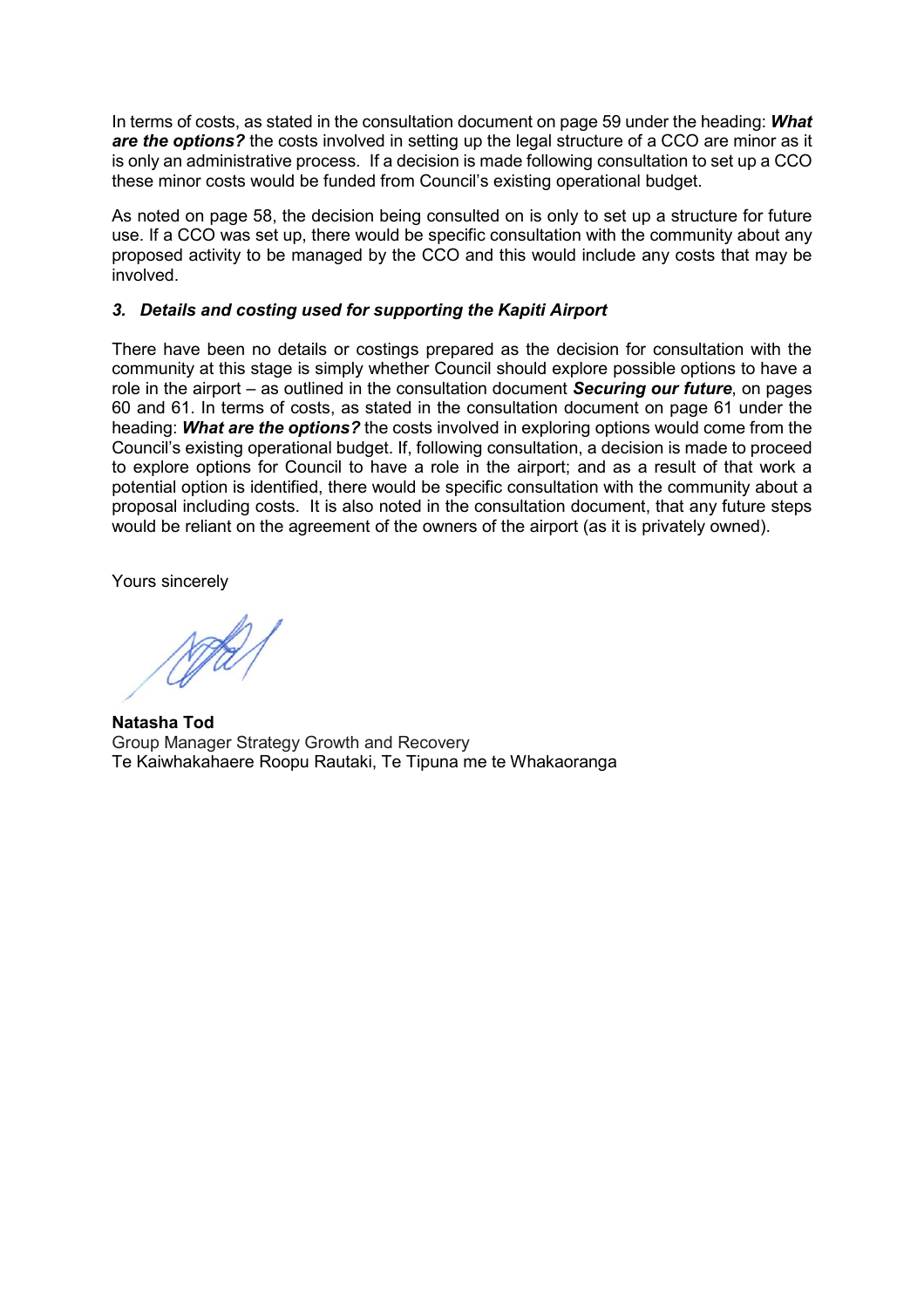In terms of costs, as stated in the consultation document on page 59 under the heading: ***What are the options?*** the costs involved in setting up the legal structure of a CCO are minor as it is only an administrative process. If a decision is made following consultation to set up a CCO these minor costs would be funded from Council's existing operational budget.

As noted on page 58, the decision being consulted on is only to set up a structure for future use. If a CCO was set up, there would be specific consultation with the community about any proposed activity to be managed by the CCO and this would include any costs that may be involved.

### *3. Details and costing used for supporting the Kapiti Airport*

There have been no details or costings prepared as the decision for consultation with the community at this stage is simply whether Council should explore possible options to have a role in the airport – as outlined in the consultation document ***Securing our future***, on pages 60 and 61. In terms of costs, as stated in the consultation document on page 61 under the heading: ***What are the options?*** the costs involved in exploring options would come from the Council's existing operational budget. If, following consultation, a decision is made to proceed to explore options for Council to have a role in the airport; and as a result of that work a potential option is identified, there would be specific consultation with the community about a proposal including costs. It is also noted in the consultation document, that any future steps would be reliant on the agreement of the owners of the airport (as it is privately owned).

Yours sincerely

**Natasha Tod**
Group Manager Strategy Growth and Recovery
Te Kaiwhakahaere Roopu Rautaki, Te Tipuna me te Whakaoranga